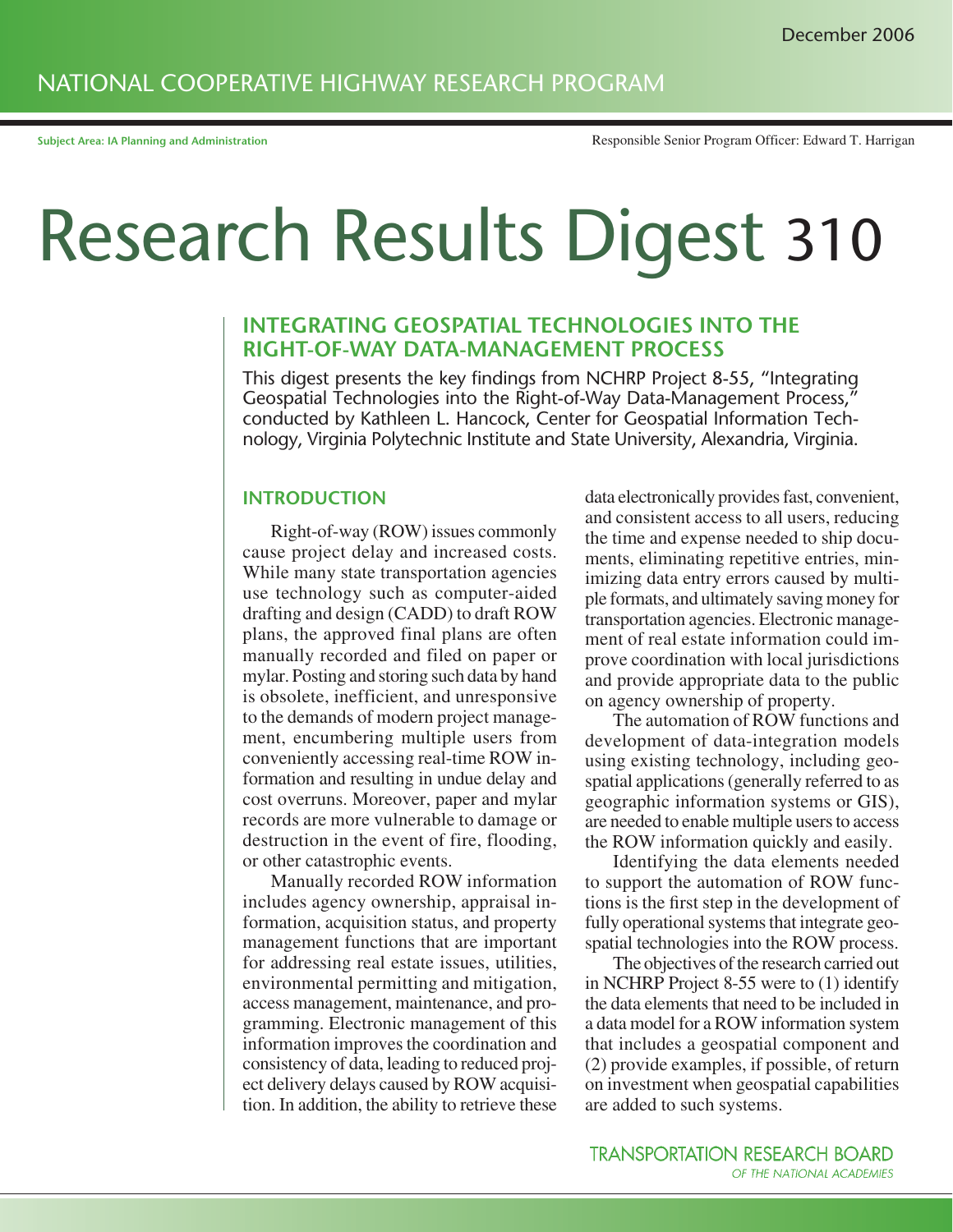December 2006

NATIONAL COOPERATIVE HIGHWAY RESEARCH PROGRAM

Subject Area: IA Planning and Administration

Responsible Senior Program Officer: Edward T. Harrigan

# Research Results Digest 310

## INTEGRATING GEOSPATIAL TECHNOLOGIES INTO THE RIGHT-OF-WAY DATA-MANAGEMENT PROCESS

This digest presents the key findings from NCHRP Project 8-55, "Integrating Geospatial Technologies into the Right-of-Way Data-Management Process," conducted by Kathleen L. Hancock, Center for Geospatial Information Technology, Virginia Polytechnic Institute and State University, Alexandria, Virginia.

## INTRODUCTION

Right-of-way (ROW) issues commonly cause project delay and increased costs. While many state transportation agencies use technology such as computer-aided drafting and design (CADD) to draft ROW plans, the approved final plans are often manually recorded and filed on paper or mylar. Posting and storing such data by hand is obsolete, inefficient, and unresponsive to the demands of modern project management, encumbering multiple users from conveniently accessing real-time ROW information and resulting in undue delay and cost overruns. Moreover, paper and mylar records are more vulnerable to damage or destruction in the event of fire, flooding, or other catastrophic events.

Manually recorded ROW information includes agency ownership, appraisal information, acquisition status, and property management functions that are important for addressing real estate issues, utilities, environmental permitting and mitigation, access management, maintenance, and programming. Electronic management of this information improves the coordination and consistency of data, leading to reduced project delivery delays caused by ROW acquisition. In addition, the ability to retrieve these data electronically provides fast, convenient, and consistent access to all users, reducing the time and expense needed to ship documents, eliminating repetitive entries, minimizing data entry errors caused by multiple formats, and ultimately saving money for transportation agencies. Electronic management of real estate information could improve coordination with local jurisdictions and provide appropriate data to the public on agency ownership of property.

The automation of ROW functions and development of data-integration models using existing technology, including geospatial applications (generally referred to as geographic information systems or GIS), are needed to enable multiple users to access the ROW information quickly and easily.

Identifying the data elements needed to support the automation of ROW functions is the first step in the development of fully operational systems that integrate geospatial technologies into the ROW process.

The objectives of the research carried out in NCHRP Project 8-55 were to (1) identify the data elements that need to be included in a data model for a ROW information system that includes a geospatial component and (2) provide examples, if possible, of return on investment when geospatial capabilities are added to such systems.

TRANSPORTATION RESEARCH BOARD
OF THE NATIONAL ACADEMIES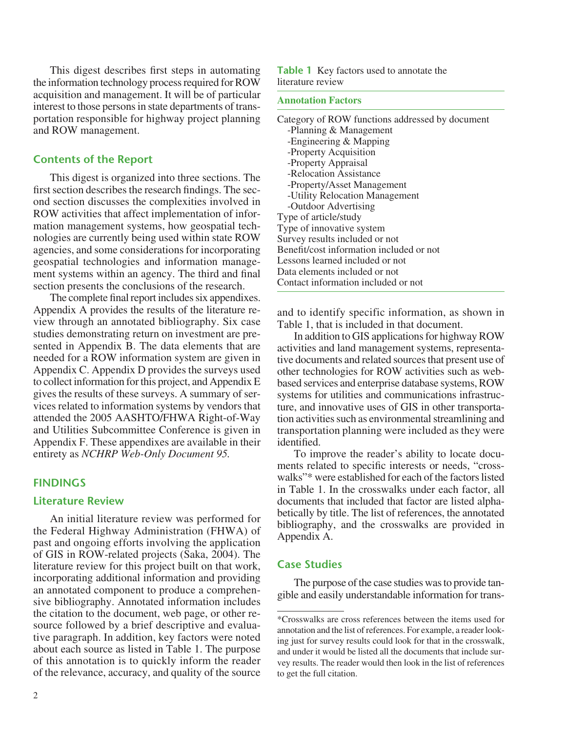This digest describes first steps in automating the information technology process required for ROW acquisition and management. It will be of particular interest to those persons in state departments of transportation responsible for highway project planning and ROW management.

## Contents of the Report

This digest is organized into three sections. The first section describes the research findings. The second section discusses the complexities involved in ROW activities that affect implementation of information management systems, how geospatial technologies are currently being used within state ROW agencies, and some considerations for incorporating geospatial technologies and information management systems within an agency. The third and final section presents the conclusions of the research.

The complete final report includes six appendixes. Appendix A provides the results of the literature review through an annotated bibliography. Six case studies demonstrating return on investment are presented in Appendix B. The data elements that are needed for a ROW information system are given in Appendix C. Appendix D provides the surveys used to collect information for this project, and Appendix E gives the results of these surveys. A summary of services related to information systems by vendors that attended the 2005 AASHTO/FHWA Right-of-Way and Utilities Subcommittee Conference is given in Appendix F. These appendixes are available in their entirety as *NCHRP Web-Only Document 95.*

# FINDINGS

## Literature Review

An initial literature review was performed for the Federal Highway Administration (FHWA) of past and ongoing efforts involving the application of GIS in ROW-related projects (Saka, 2004). The literature review for this project built on that work, incorporating additional information and providing an annotated component to produce a comprehensive bibliography. Annotated information includes the citation to the document, web page, or other resource followed by a brief descriptive and evaluative paragraph. In addition, key factors were noted about each source as listed in Table 1. The purpose of this annotation is to quickly inform the reader of the relevance, accuracy, and quality of the source and to identify specific information, as shown in Table 1, that is included in that document.

**Table 1** Key factors used to annotate the literature review

| Annotation Factors |
|---|
| Category of ROW functions addressed by document |
| -Planning & Management |
| -Engineering & Mapping |
| -Property Acquisition |
| -Property Appraisal |
| -Relocation Assistance |
| -Property/Asset Management |
| -Utility Relocation Management |
| -Outdoor Advertising |
| Type of article/study |
| Type of innovative system |
| Survey results included or not |
| Benefit/cost information included or not |
| Lessons learned included or not |
| Data elements included or not |
| Contact information included or not |

In addition to GIS applications for highway ROW activities and land management systems, representative documents and related sources that present use of other technologies for ROW activities such as web-based services and enterprise database systems, ROW systems for utilities and communications infrastructure, and innovative uses of GIS in other transportation activities such as environmental streamlining and transportation planning were included as they were identified.

To improve the reader's ability to locate documents related to specific interests or needs, "crosswalks"* were established for each of the factors listed in Table 1. In the crosswalks under each factor, all documents that included that factor are listed alphabetically by title. The list of references, the annotated bibliography, and the crosswalks are provided in Appendix A.

## Case Studies

The purpose of the case studies was to provide tangible and easily understandable information for trans-

*Crosswalks are cross references between the items used for annotation and the list of references. For example, a reader looking just for survey results could look for that in the crosswalk, and under it would be listed all the documents that include survey results. The reader would then look in the list of references to get the full citation.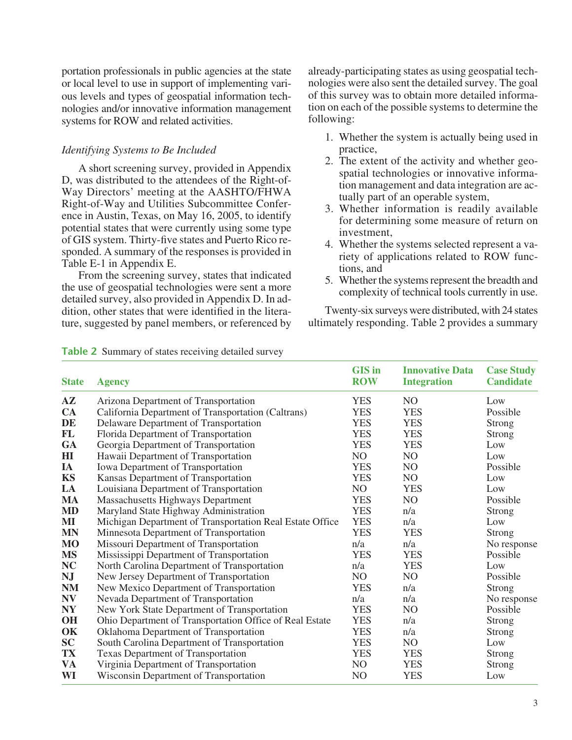portation professionals in public agencies at the state or local level to use in support of implementing various levels and types of geospatial information technologies and/or innovative information management systems for ROW and related activities.

### *Identifying Systems to Be Included*

A short screening survey, provided in Appendix D, was distributed to the attendees of the Right-of-Way Directors' meeting at the AASHTO/FHWA Right-of-Way and Utilities Subcommittee Conference in Austin, Texas, on May 16, 2005, to identify potential states that were currently using some type of GIS system. Thirty-five states and Puerto Rico responded. A summary of the responses is provided in Table E-1 in Appendix E.

From the screening survey, states that indicated the use of geospatial technologies were sent a more detailed survey, also provided in Appendix D. In addition, other states that were identified in the literature, suggested by panel members, or referenced by already-participating states as using geospatial technologies were also sent the detailed survey. The goal of this survey was to obtain more detailed information on each of the possible systems to determine the following:

1. Whether the system is actually being used in practice,
2. The extent of the activity and whether geospatial technologies or innovative information management and data integration are actually part of an operable system,
3. Whether information is readily available for determining some measure of return on investment,
4. Whether the systems selected represent a variety of applications related to ROW functions, and
5. Whether the systems represent the breadth and complexity of technical tools currently in use.

Twenty-six surveys were distributed, with 24 states ultimately responding. Table 2 provides a summary

**Table 2** Summary of states receiving detailed survey

| State | Agency | GIS in ROW | Innovative Data Integration | Case Study Candidate |
|---|---|---|---|---|
| **AZ** | Arizona Department of Transportation | YES | NO | Low |
| **CA** | California Department of Transportation (Caltrans) | YES | YES | Possible |
| **DE** | Delaware Department of Transportation | YES | YES | Strong |
| **FL** | Florida Department of Transportation | YES | YES | Strong |
| **GA** | Georgia Department of Transportation | YES | YES | Low |
| **HI** | Hawaii Department of Transportation | NO | NO | Low |
| **IA** | Iowa Department of Transportation | YES | NO | Possible |
| **KS** | Kansas Department of Transportation | YES | NO | Low |
| **LA** | Louisiana Department of Transportation | NO | YES | Low |
| **MA** | Massachusetts Highways Department | YES | NO | Possible |
| **MD** | Maryland State Highway Administration | YES | n/a | Strong |
| **MI** | Michigan Department of Transportation Real Estate Office | YES | n/a | Low |
| **MN** | Minnesota Department of Transportation | YES | YES | Strong |
| **MO** | Missouri Department of Transportation | n/a | n/a | No response |
| **MS** | Mississippi Department of Transportation | YES | YES | Possible |
| **NC** | North Carolina Department of Transportation | n/a | YES | Low |
| **NJ** | New Jersey Department of Transportation | NO | NO | Possible |
| **NM** | New Mexico Department of Transportation | YES | n/a | Strong |
| **NV** | Nevada Department of Transportation | n/a | n/a | No response |
| **NY** | New York State Department of Transportation | YES | NO | Possible |
| **OH** | Ohio Department of Transportation Office of Real Estate | YES | n/a | Strong |
| **OK** | Oklahoma Department of Transportation | YES | n/a | Strong |
| **SC** | South Carolina Department of Transportation | YES | NO | Low |
| **TX** | Texas Department of Transportation | YES | YES | Strong |
| **VA** | Virginia Department of Transportation | NO | YES | Strong |
| **WI** | Wisconsin Department of Transportation | NO | YES | Low |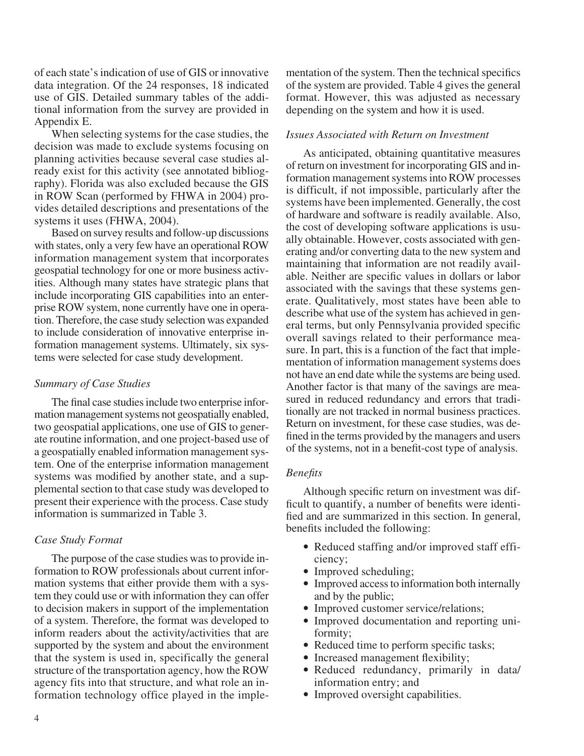of each state's indication of use of GIS or innovative data integration. Of the 24 responses, 18 indicated use of GIS. Detailed summary tables of the additional information from the survey are provided in Appendix E.

When selecting systems for the case studies, the decision was made to exclude systems focusing on planning activities because several case studies already exist for this activity (see annotated bibliography). Florida was also excluded because the GIS in ROW Scan (performed by FHWA in 2004) provides detailed descriptions and presentations of the systems it uses (FHWA, 2004).

Based on survey results and follow-up discussions with states, only a very few have an operational ROW information management system that incorporates geospatial technology for one or more business activities. Although many states have strategic plans that include incorporating GIS capabilities into an enterprise ROW system, none currently have one in operation. Therefore, the case study selection was expanded to include consideration of innovative enterprise information management systems. Ultimately, six systems were selected for case study development.

*Summary of Case Studies*

The final case studies include two enterprise information management systems not geospatially enabled, two geospatial applications, one use of GIS to generate routine information, and one project-based use of a geospatially enabled information management system. One of the enterprise information management systems was modified by another state, and a supplemental section to that case study was developed to present their experience with the process. Case study information is summarized in Table 3.

*Case Study Format*

The purpose of the case studies was to provide information to ROW professionals about current information systems that either provide them with a system they could use or with information they can offer to decision makers in support of the implementation of a system. Therefore, the format was developed to inform readers about the activity/activities that are supported by the system and about the environment that the system is used in, specifically the general structure of the transportation agency, how the ROW agency fits into that structure, and what role an information technology office played in the implementation of the system. Then the technical specifics of the system are provided. Table 4 gives the general format. However, this was adjusted as necessary depending on the system and how it is used.

*Issues Associated with Return on Investment*

As anticipated, obtaining quantitative measures of return on investment for incorporating GIS and information management systems into ROW processes is difficult, if not impossible, particularly after the systems have been implemented. Generally, the cost of hardware and software is readily available. Also, the cost of developing software applications is usually obtainable. However, costs associated with generating and/or converting data to the new system and maintaining that information are not readily available. Neither are specific values in dollars or labor associated with the savings that these systems generate. Qualitatively, most states have been able to describe what use of the system has achieved in general terms, but only Pennsylvania provided specific overall savings related to their performance measure. In part, this is a function of the fact that implementation of information management systems does not have an end date while the systems are being used. Another factor is that many of the savings are measured in reduced redundancy and errors that traditionally are not tracked in normal business practices. Return on investment, for these case studies, was defined in the terms provided by the managers and users of the systems, not in a benefit-cost type of analysis.

*Benefits*

Although specific return on investment was difficult to quantify, a number of benefits were identified and are summarized in this section. In general, benefits included the following:

- Reduced staffing and/or improved staff efficiency;
- Improved scheduling;
- Improved access to information both internally and by the public;
- Improved customer service/relations;
- Improved documentation and reporting uniformity;
- Reduced time to perform specific tasks;
- Increased management flexibility;
- Reduced redundancy, primarily in data/information entry; and
- Improved oversight capabilities.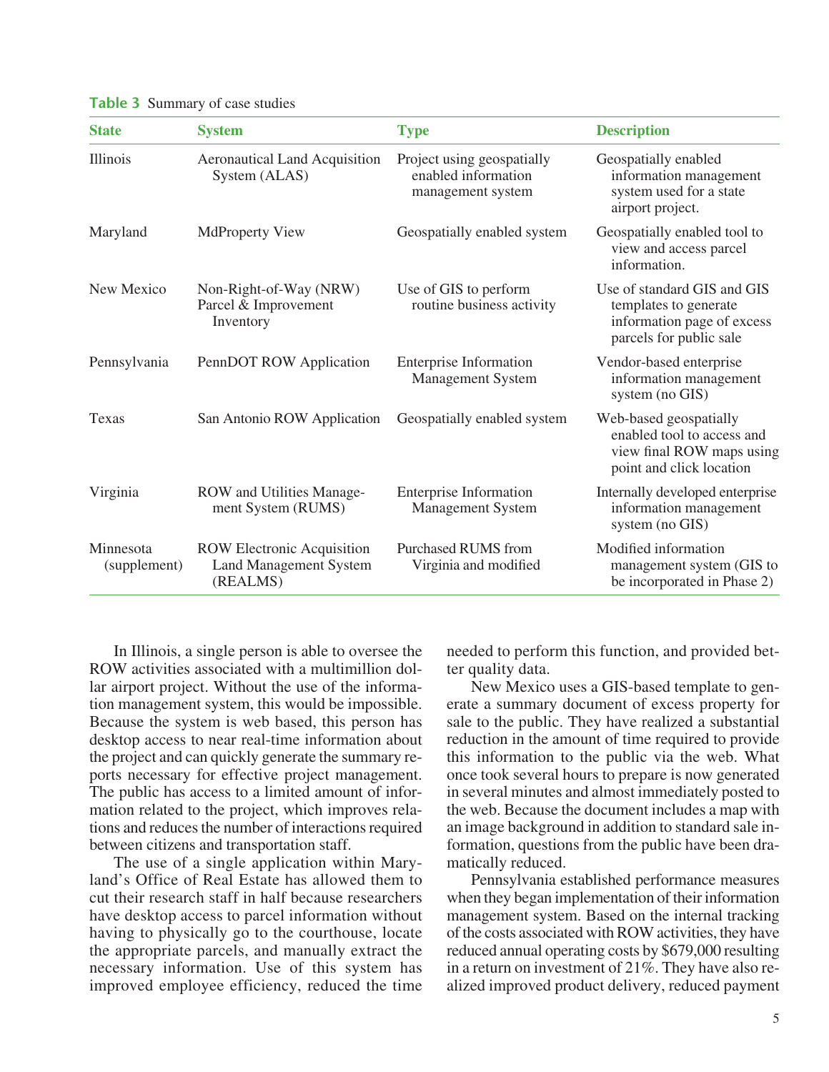**Table 3** Summary of case studies

| State | System | Type | Description |
|---|---|---|---|
| Illinois | Aeronautical Land Acquisition System (ALAS) | Project using geospatially enabled information management system | Geospatially enabled information management system used for a state airport project. |
| Maryland | MdProperty View | Geospatially enabled system | Geospatially enabled tool to view and access parcel information. |
| New Mexico | Non-Right-of-Way (NRW) Parcel & Improvement Inventory | Use of GIS to perform routine business activity | Use of standard GIS and GIS templates to generate information page of excess parcels for public sale |
| Pennsylvania | PennDOT ROW Application | Enterprise Information Management System | Vendor-based enterprise information management system (no GIS) |
| Texas | San Antonio ROW Application | Geospatially enabled system | Web-based geospatially enabled tool to access and view final ROW maps using point and click location |
| Virginia | ROW and Utilities Management System (RUMS) | Enterprise Information Management System | Internally developed enterprise information management system (no GIS) |
| Minnesota (supplement) | ROW Electronic Acquisition Land Management System (REALMS) | Purchased RUMS from Virginia and modified | Modified information management system (GIS to be incorporated in Phase 2) |

In Illinois, a single person is able to oversee the ROW activities associated with a multimillion dollar airport project. Without the use of the information management system, this would be impossible. Because the system is web based, this person has desktop access to near real-time information about the project and can quickly generate the summary reports necessary for effective project management. The public has access to a limited amount of information related to the project, which improves relations and reduces the number of interactions required between citizens and transportation staff.

The use of a single application within Maryland's Office of Real Estate has allowed them to cut their research staff in half because researchers have desktop access to parcel information without having to physically go to the courthouse, locate the appropriate parcels, and manually extract the necessary information. Use of this system has improved employee efficiency, reduced the time needed to perform this function, and provided better quality data.

New Mexico uses a GIS-based template to generate a summary document of excess property for sale to the public. They have realized a substantial reduction in the amount of time required to provide this information to the public via the web. What once took several hours to prepare is now generated in several minutes and almost immediately posted to the web. Because the document includes a map with an image background in addition to standard sale information, questions from the public have been dramatically reduced.

Pennsylvania established performance measures when they began implementation of their information management system. Based on the internal tracking of the costs associated with ROW activities, they have reduced annual operating costs by $679,000 resulting in a return on investment of 21%. They have also realized improved product delivery, reduced payment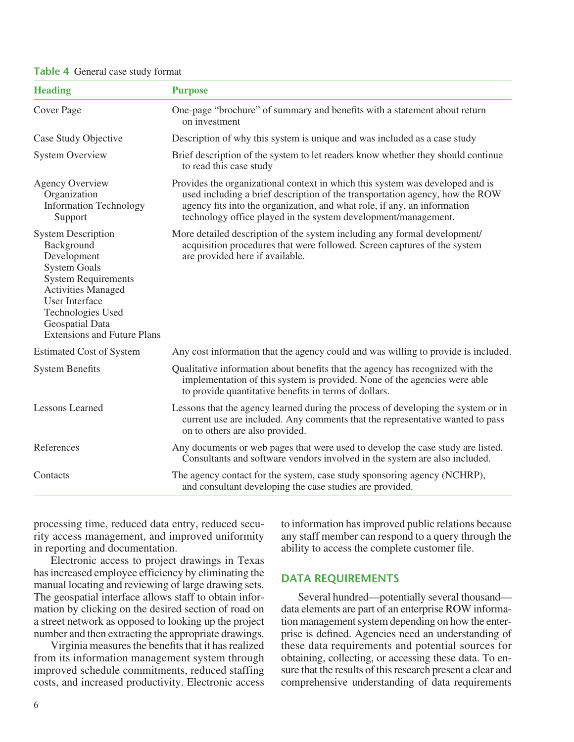**Table 4** General case study format

| Heading | Purpose |
|---|---|
| Cover Page | One-page "brochure" of summary and benefits with a statement about return on investment |
| Case Study Objective | Description of why this system is unique and was included as a case study |
| System Overview | Brief description of the system to let readers know whether they should continue to read this case study |
| Agency Overview<br>Organization<br>Information Technology Support | Provides the organizational context in which this system was developed and is used including a brief description of the transportation agency, how the ROW agency fits into the organization, and what role, if any, an information technology office played in the system development/management. |
| System Description<br>Background<br>Development<br>System Goals<br>System Requirements<br>Activities Managed<br>User Interface<br>Technologies Used<br>Geospatial Data<br>Extensions and Future Plans | More detailed description of the system including any formal development/acquisition procedures that were followed. Screen captures of the system are provided here if available. |
| Estimated Cost of System | Any cost information that the agency could and was willing to provide is included. |
| System Benefits | Qualitative information about benefits that the agency has recognized with the implementation of this system is provided. None of the agencies were able to provide quantitative benefits in terms of dollars. |
| Lessons Learned | Lessons that the agency learned during the process of developing the system or in current use are included. Any comments that the representative wanted to pass on to others are also provided. |
| References | Any documents or web pages that were used to develop the case study are listed. Consultants and software vendors involved in the system are also included. |
| Contacts | The agency contact for the system, case study sponsoring agency (NCHRP), and consultant developing the case studies are provided. |

processing time, reduced data entry, reduced security access management, and improved uniformity in reporting and documentation.

Electronic access to project drawings in Texas has increased employee efficiency by eliminating the manual locating and reviewing of large drawing sets. The geospatial interface allows staff to obtain information by clicking on the desired section of road on a street network as opposed to looking up the project number and then extracting the appropriate drawings.

Virginia measures the benefits that it has realized from its information management system through improved schedule commitments, reduced staffing costs, and increased productivity. Electronic access to information has improved public relations because any staff member can respond to a query through the ability to access the complete customer file.

## DATA REQUIREMENTS

Several hundred—potentially several thousand—data elements are part of an enterprise ROW information management system depending on how the enterprise is defined. Agencies need an understanding of these data requirements and potential sources for obtaining, collecting, or accessing these data. To ensure that the results of this research present a clear and comprehensive understanding of data requirements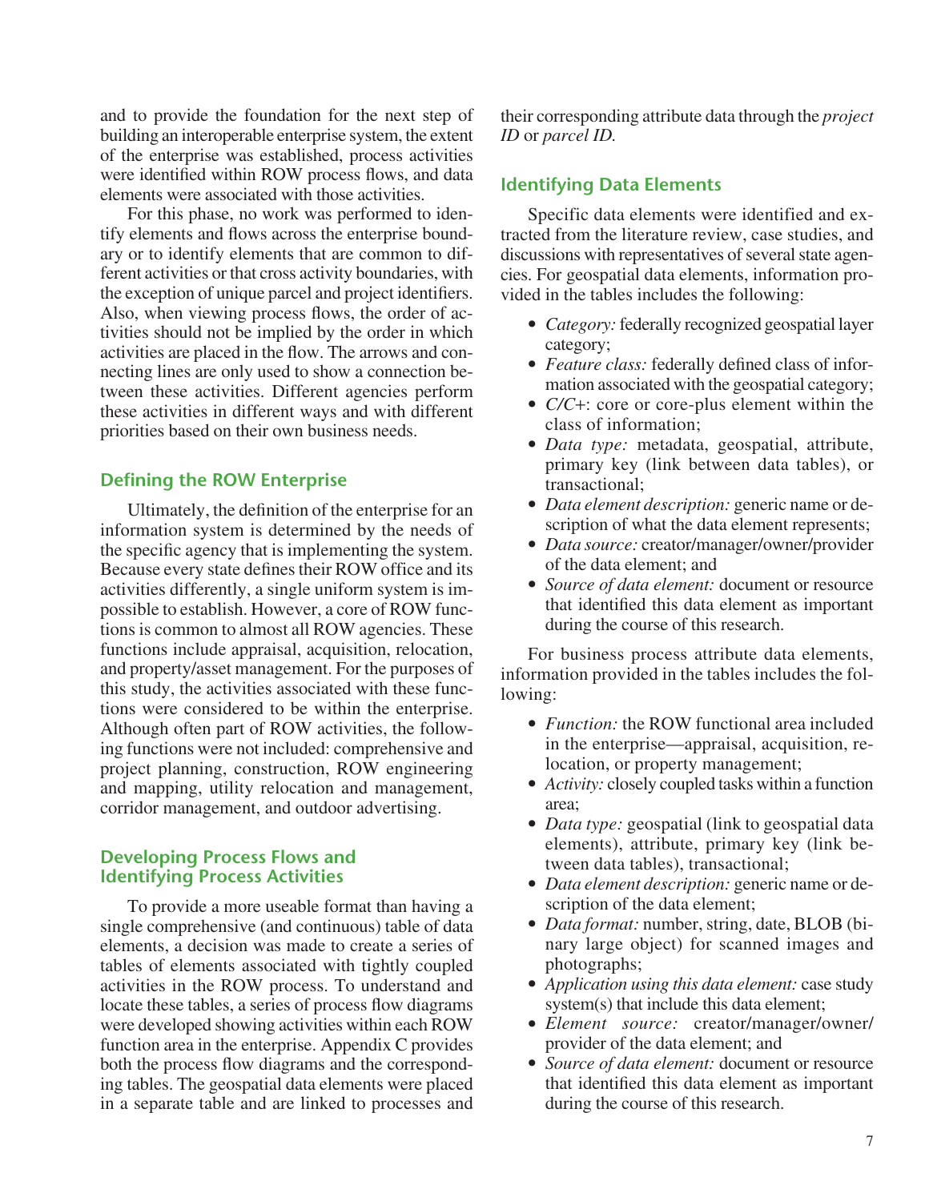and to provide the foundation for the next step of building an interoperable enterprise system, the extent of the enterprise was established, process activities were identified within ROW process flows, and data elements were associated with those activities.

For this phase, no work was performed to identify elements and flows across the enterprise boundary or to identify elements that are common to different activities or that cross activity boundaries, with the exception of unique parcel and project identifiers. Also, when viewing process flows, the order of activities should not be implied by the order in which activities are placed in the flow. The arrows and connecting lines are only used to show a connection between these activities. Different agencies perform these activities in different ways and with different priorities based on their own business needs.

## Defining the ROW Enterprise

Ultimately, the definition of the enterprise for an information system is determined by the needs of the specific agency that is implementing the system. Because every state defines their ROW office and its activities differently, a single uniform system is impossible to establish. However, a core of ROW functions is common to almost all ROW agencies. These functions include appraisal, acquisition, relocation, and property/asset management. For the purposes of this study, the activities associated with these functions were considered to be within the enterprise. Although often part of ROW activities, the following functions were not included: comprehensive and project planning, construction, ROW engineering and mapping, utility relocation and management, corridor management, and outdoor advertising.

## Developing Process Flows and Identifying Process Activities

To provide a more useable format than having a single comprehensive (and continuous) table of data elements, a decision was made to create a series of tables of elements associated with tightly coupled activities in the ROW process. To understand and locate these tables, a series of process flow diagrams were developed showing activities within each ROW function area in the enterprise. Appendix C provides both the process flow diagrams and the corresponding tables. The geospatial data elements were placed in a separate table and are linked to processes and their corresponding attribute data through the *project ID* or *parcel ID*.

## Identifying Data Elements

Specific data elements were identified and extracted from the literature review, case studies, and discussions with representatives of several state agencies. For geospatial data elements, information provided in the tables includes the following:

- *Category:* federally recognized geospatial layer category;
- *Feature class:* federally defined class of information associated with the geospatial category;
- *C/C+*: core or core-plus element within the class of information;
- *Data type:* metadata, geospatial, attribute, primary key (link between data tables), or transactional;
- *Data element description:* generic name or description of what the data element represents;
- *Data source:* creator/manager/owner/provider of the data element; and
- *Source of data element:* document or resource that identified this data element as important during the course of this research.

For business process attribute data elements, information provided in the tables includes the following:

- *Function:* the ROW functional area included in the enterprise—appraisal, acquisition, relocation, or property management;
- *Activity:* closely coupled tasks within a function area;
- *Data type:* geospatial (link to geospatial data elements), attribute, primary key (link between data tables), transactional;
- *Data element description:* generic name or description of the data element;
- *Data format:* number, string, date, BLOB (binary large object) for scanned images and photographs;
- *Application using this data element:* case study system(s) that include this data element;
- *Element source:* creator/manager/owner/provider of the data element; and
- *Source of data element:* document or resource that identified this data element as important during the course of this research.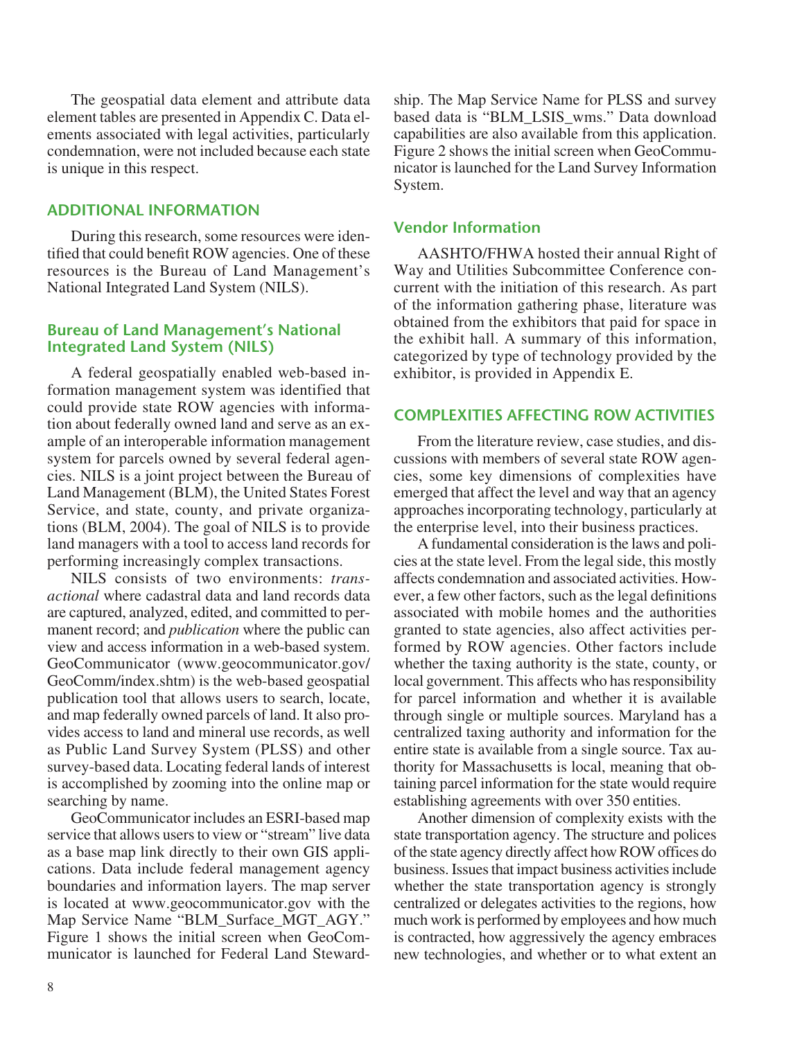The geospatial data element and attribute data element tables are presented in Appendix C. Data elements associated with legal activities, particularly condemnation, were not included because each state is unique in this respect.

## ADDITIONAL INFORMATION

During this research, some resources were identified that could benefit ROW agencies. One of these resources is the Bureau of Land Management's National Integrated Land System (NILS).

### Bureau of Land Management's National Integrated Land System (NILS)

A federal geospatially enabled web-based information management system was identified that could provide state ROW agencies with information about federally owned land and serve as an example of an interoperable information management system for parcels owned by several federal agencies. NILS is a joint project between the Bureau of Land Management (BLM), the United States Forest Service, and state, county, and private organizations (BLM, 2004). The goal of NILS is to provide land managers with a tool to access land records for performing increasingly complex transactions.

NILS consists of two environments: *transactional* where cadastral data and land records data are captured, analyzed, edited, and committed to permanent record; and *publication* where the public can view and access information in a web-based system. GeoCommunicator (www.geocommunicator.gov/GeoComm/index.shtm) is the web-based geospatial publication tool that allows users to search, locate, and map federally owned parcels of land. It also provides access to land and mineral use records, as well as Public Land Survey System (PLSS) and other survey-based data. Locating federal lands of interest is accomplished by zooming into the online map or searching by name.

GeoCommunicator includes an ESRI-based map service that allows users to view or "stream" live data as a base map link directly to their own GIS applications. Data include federal management agency boundaries and information layers. The map server is located at www.geocommunicator.gov with the Map Service Name "BLM_Surface_MGT_AGY." Figure 1 shows the initial screen when GeoCommunicator is launched for Federal Land Stewardship. The Map Service Name for PLSS and survey based data is "BLM_LSIS_wms." Data download capabilities are also available from this application. Figure 2 shows the initial screen when GeoCommunicator is launched for the Land Survey Information System.

### Vendor Information

AASHTO/FHWA hosted their annual Right of Way and Utilities Subcommittee Conference concurrent with the initiation of this research. As part of the information gathering phase, literature was obtained from the exhibitors that paid for space in the exhibit hall. A summary of this information, categorized by type of technology provided by the exhibitor, is provided in Appendix E.

## COMPLEXITIES AFFECTING ROW ACTIVITIES

From the literature review, case studies, and discussions with members of several state ROW agencies, some key dimensions of complexities have emerged that affect the level and way that an agency approaches incorporating technology, particularly at the enterprise level, into their business practices.

A fundamental consideration is the laws and policies at the state level. From the legal side, this mostly affects condemnation and associated activities. However, a few other factors, such as the legal definitions associated with mobile homes and the authorities granted to state agencies, also affect activities performed by ROW agencies. Other factors include whether the taxing authority is the state, county, or local government. This affects who has responsibility for parcel information and whether it is available through single or multiple sources. Maryland has a centralized taxing authority and information for the entire state is available from a single source. Tax authority for Massachusetts is local, meaning that obtaining parcel information for the state would require establishing agreements with over 350 entities.

Another dimension of complexity exists with the state transportation agency. The structure and polices of the state agency directly affect how ROW offices do business. Issues that impact business activities include whether the state transportation agency is strongly centralized or delegates activities to the regions, how much work is performed by employees and how much is contracted, how aggressively the agency embraces new technologies, and whether or to what extent an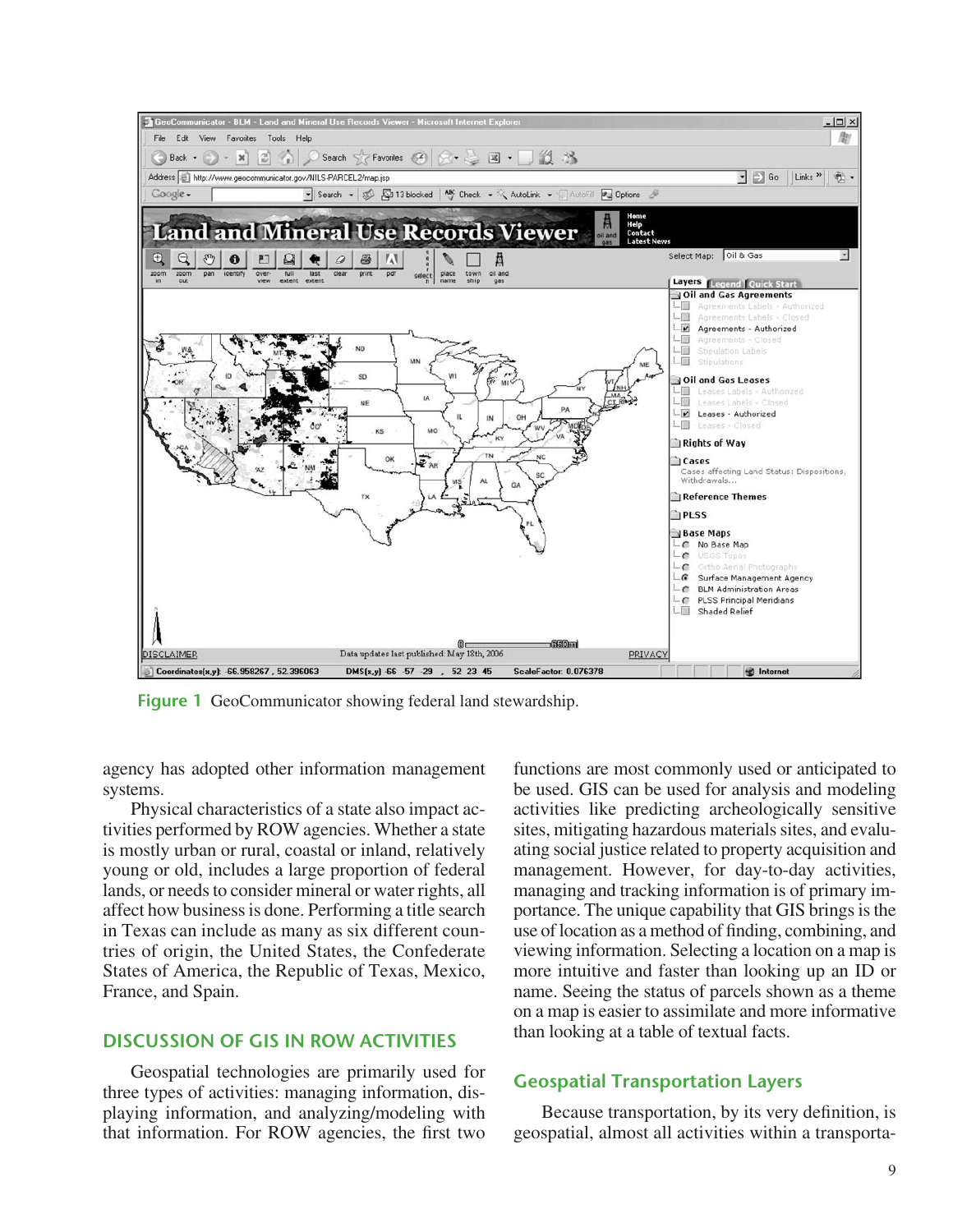Figure 1 GeoCommunicator showing federal land stewardship.

agency has adopted other information management systems.

Physical characteristics of a state also impact activities performed by ROW agencies. Whether a state is mostly urban or rural, coastal or inland, relatively young or old, includes a large proportion of federal lands, or needs to consider mineral or water rights, all affect how business is done. Performing a title search in Texas can include as many as six different countries of origin, the United States, the Confederate States of America, the Republic of Texas, Mexico, France, and Spain.

## DISCUSSION OF GIS IN ROW ACTIVITIES

Geospatial technologies are primarily used for three types of activities: managing information, displaying information, and analyzing/modeling with that information. For ROW agencies, the first two functions are most commonly used or anticipated to be used. GIS can be used for analysis and modeling activities like predicting archeologically sensitive sites, mitigating hazardous materials sites, and evaluating social justice related to property acquisition and management. However, for day-to-day activities, managing and tracking information is of primary importance. The unique capability that GIS brings is the use of location as a method of finding, combining, and viewing information. Selecting a location on a map is more intuitive and faster than looking up an ID or name. Seeing the status of parcels shown as a theme on a map is easier to assimilate and more informative than looking at a table of textual facts.

### Geospatial Transportation Layers

Because transportation, by its very definition, is geospatial, almost all activities within a transporta-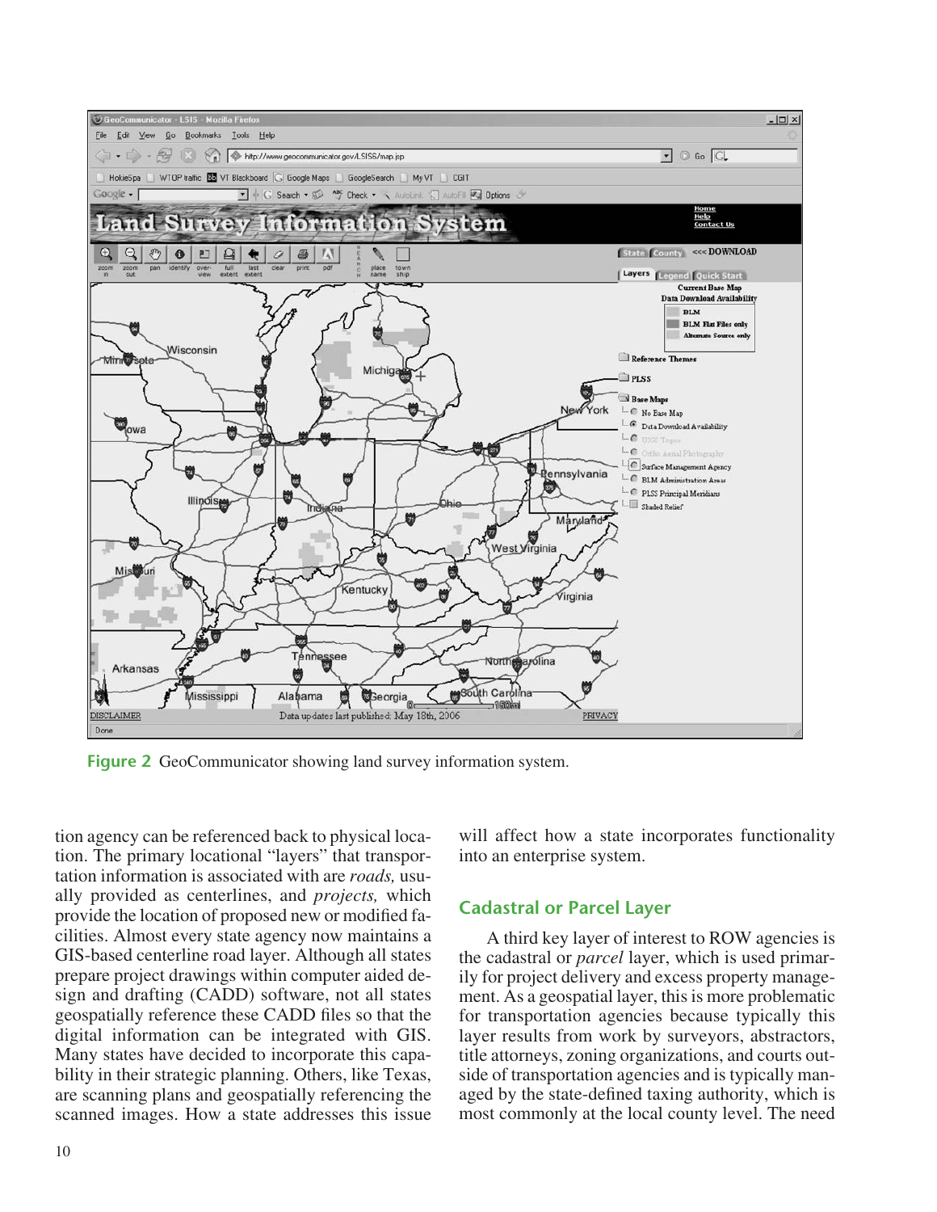**Figure 2** GeoCommunicator showing land survey information system.

tion agency can be referenced back to physical location. The primary locational "layers" that transportation information is associated with are *roads,* usually provided as centerlines, and *projects,* which provide the location of proposed new or modified facilities. Almost every state agency now maintains a GIS-based centerline road layer. Although all states prepare project drawings within computer aided design and drafting (CADD) software, not all states geospatially reference these CADD files so that the digital information can be integrated with GIS. Many states have decided to incorporate this capability in their strategic planning. Others, like Texas, are scanning plans and geospatially referencing the scanned images. How a state addresses this issue will affect how a state incorporates functionality into an enterprise system.

## Cadastral or Parcel Layer

A third key layer of interest to ROW agencies is the cadastral or *parcel* layer, which is used primarily for project delivery and excess property management. As a geospatial layer, this is more problematic for transportation agencies because typically this layer results from work by surveyors, abstractors, title attorneys, zoning organizations, and courts outside of transportation agencies and is typically managed by the state-defined taxing authority, which is most commonly at the local county level. The need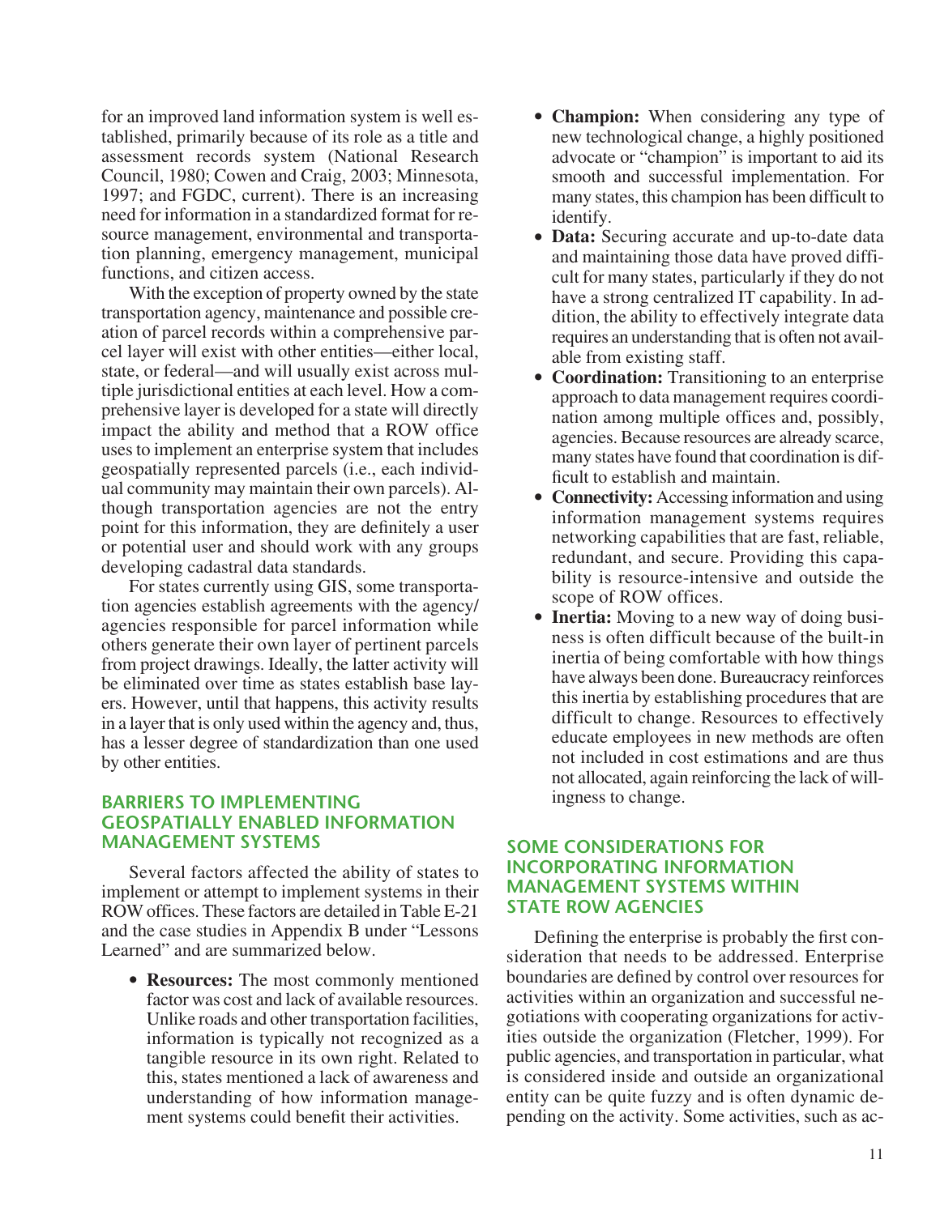for an improved land information system is well established, primarily because of its role as a title and assessment records system (National Research Council, 1980; Cowen and Craig, 2003; Minnesota, 1997; and FGDC, current). There is an increasing need for information in a standardized format for resource management, environmental and transportation planning, emergency management, municipal functions, and citizen access.

With the exception of property owned by the state transportation agency, maintenance and possible creation of parcel records within a comprehensive parcel layer will exist with other entities—either local, state, or federal—and will usually exist across multiple jurisdictional entities at each level. How a comprehensive layer is developed for a state will directly impact the ability and method that a ROW office uses to implement an enterprise system that includes geospatially represented parcels (i.e., each individual community may maintain their own parcels). Although transportation agencies are not the entry point for this information, they are definitely a user or potential user and should work with any groups developing cadastral data standards.

For states currently using GIS, some transportation agencies establish agreements with the agency/agencies responsible for parcel information while others generate their own layer of pertinent parcels from project drawings. Ideally, the latter activity will be eliminated over time as states establish base layers. However, until that happens, this activity results in a layer that is only used within the agency and, thus, has a lesser degree of standardization than one used by other entities.

## BARRIERS TO IMPLEMENTING GEOSPATIALLY ENABLED INFORMATION MANAGEMENT SYSTEMS

Several factors affected the ability of states to implement or attempt to implement systems in their ROW offices. These factors are detailed in Table E-21 and the case studies in Appendix B under "Lessons Learned" and are summarized below.

- **Resources:** The most commonly mentioned factor was cost and lack of available resources. Unlike roads and other transportation facilities, information is typically not recognized as a tangible resource in its own right. Related to this, states mentioned a lack of awareness and understanding of how information management systems could benefit their activities.
- **Champion:** When considering any type of new technological change, a highly positioned advocate or "champion" is important to aid its smooth and successful implementation. For many states, this champion has been difficult to identify.
- **Data:** Securing accurate and up-to-date data and maintaining those data have proved difficult for many states, particularly if they do not have a strong centralized IT capability. In addition, the ability to effectively integrate data requires an understanding that is often not available from existing staff.
- **Coordination:** Transitioning to an enterprise approach to data management requires coordination among multiple offices and, possibly, agencies. Because resources are already scarce, many states have found that coordination is difficult to establish and maintain.
- **Connectivity:** Accessing information and using information management systems requires networking capabilities that are fast, reliable, redundant, and secure. Providing this capability is resource-intensive and outside the scope of ROW offices.
- **Inertia:** Moving to a new way of doing business is often difficult because of the built-in inertia of being comfortable with how things have always been done. Bureaucracy reinforces this inertia by establishing procedures that are difficult to change. Resources to effectively educate employees in new methods are often not included in cost estimations and are thus not allocated, again reinforcing the lack of willingness to change.

## SOME CONSIDERATIONS FOR INCORPORATING INFORMATION MANAGEMENT SYSTEMS WITHIN STATE ROW AGENCIES

Defining the enterprise is probably the first consideration that needs to be addressed. Enterprise boundaries are defined by control over resources for activities within an organization and successful negotiations with cooperating organizations for activities outside the organization (Fletcher, 1999). For public agencies, and transportation in particular, what is considered inside and outside an organizational entity can be quite fuzzy and is often dynamic depending on the activity. Some activities, such as ac-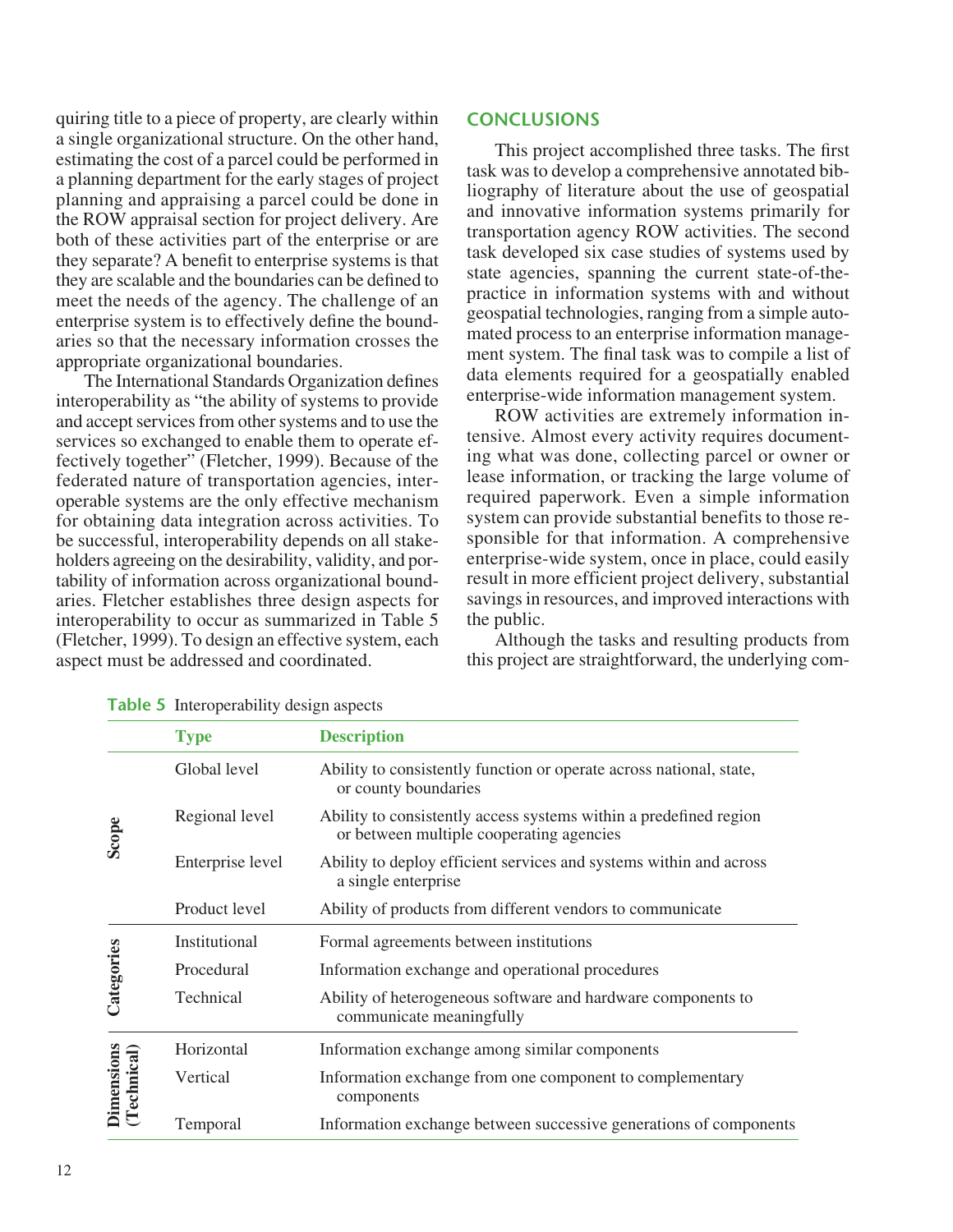quiring title to a piece of property, are clearly within a single organizational structure. On the other hand, estimating the cost of a parcel could be performed in a planning department for the early stages of project planning and appraising a parcel could be done in the ROW appraisal section for project delivery. Are both of these activities part of the enterprise or are they separate? A benefit to enterprise systems is that they are scalable and the boundaries can be defined to meet the needs of the agency. The challenge of an enterprise system is to effectively define the boundaries so that the necessary information crosses the appropriate organizational boundaries.

The International Standards Organization defines interoperability as "the ability of systems to provide and accept services from other systems and to use the services so exchanged to enable them to operate effectively together" (Fletcher, 1999). Because of the federated nature of transportation agencies, interoperable systems are the only effective mechanism for obtaining data integration across activities. To be successful, interoperability depends on all stakeholders agreeing on the desirability, validity, and portability of information across organizational boundaries. Fletcher establishes three design aspects for interoperability to occur as summarized in Table 5 (Fletcher, 1999). To design an effective system, each aspect must be addressed and coordinated.

**Table 5** Interoperability design aspects

| | Type | Description |
|---|---|---|
| Scope | Global level | Ability to consistently function or operate across national, state, or county boundaries |
| | Regional level | Ability to consistently access systems within a predefined region or between multiple cooperating agencies |
| | Enterprise level | Ability to deploy efficient services and systems within and across a single enterprise |
| | Product level | Ability of products from different vendors to communicate |
| Categories | Institutional | Formal agreements between institutions |
| | Procedural | Information exchange and operational procedures |
| | Technical | Ability of heterogeneous software and hardware components to communicate meaningfully |
| Dimensions (Technical) | Horizontal | Information exchange among similar components |
| | Vertical | Information exchange from one component to complementary components |
| | Temporal | Information exchange between successive generations of components |

## CONCLUSIONS

This project accomplished three tasks. The first task was to develop a comprehensive annotated bibliography of literature about the use of geospatial and innovative information systems primarily for transportation agency ROW activities. The second task developed six case studies of systems used by state agencies, spanning the current state-of-the-practice in information systems with and without geospatial technologies, ranging from a simple automated process to an enterprise information management system. The final task was to compile a list of data elements required for a geospatially enabled enterprise-wide information management system.

ROW activities are extremely information intensive. Almost every activity requires documenting what was done, collecting parcel or owner or lease information, or tracking the large volume of required paperwork. Even a simple information system can provide substantial benefits to those responsible for that information. A comprehensive enterprise-wide system, once in place, could easily result in more efficient project delivery, substantial savings in resources, and improved interactions with the public.

Although the tasks and resulting products from this project are straightforward, the underlying com-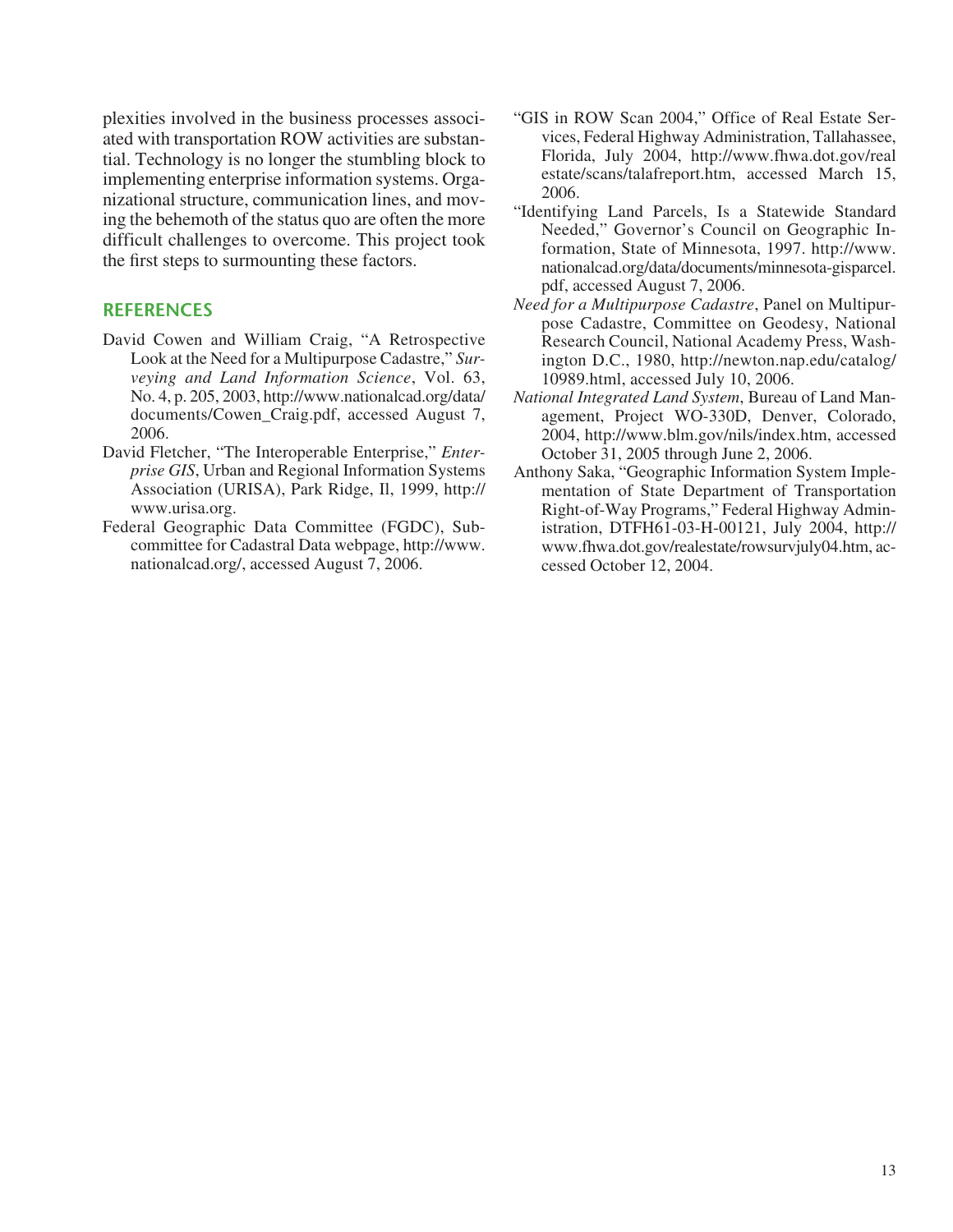plexities involved in the business processes associated with transportation ROW activities are substantial. Technology is no longer the stumbling block to implementing enterprise information systems. Organizational structure, communication lines, and moving the behemoth of the status quo are often the more difficult challenges to overcome. This project took the first steps to surmounting these factors.

## REFERENCES

David Cowen and William Craig, "A Retrospective Look at the Need for a Multipurpose Cadastre," *Surveying and Land Information Science*, Vol. 63, No. 4, p. 205, 2003, http://www.nationalcad.org/data/documents/Cowen_Craig.pdf, accessed August 7, 2006.

David Fletcher, "The Interoperable Enterprise," *Enterprise GIS*, Urban and Regional Information Systems Association (URISA), Park Ridge, Il, 1999, http://www.urisa.org.

Federal Geographic Data Committee (FGDC), Subcommittee for Cadastral Data webpage, http://www.nationalcad.org/, accessed August 7, 2006.

"GIS in ROW Scan 2004," Office of Real Estate Services, Federal Highway Administration, Tallahassee, Florida, July 2004, http://www.fhwa.dot.gov/realestate/scans/talafreport.htm, accessed March 15, 2006.

"Identifying Land Parcels, Is a Statewide Standard Needed," Governor's Council on Geographic Information, State of Minnesota, 1997. http://www.nationalcad.org/data/documents/minnesota-gisparcel.pdf, accessed August 7, 2006.

*Need for a Multipurpose Cadastre*, Panel on Multipurpose Cadastre, Committee on Geodesy, National Research Council, National Academy Press, Washington D.C., 1980, http://newton.nap.edu/catalog/10989.html, accessed July 10, 2006.

*National Integrated Land System*, Bureau of Land Management, Project WO-330D, Denver, Colorado, 2004, http://www.blm.gov/nils/index.htm, accessed October 31, 2005 through June 2, 2006.

Anthony Saka, "Geographic Information System Implementation of State Department of Transportation Right-of-Way Programs," Federal Highway Administration, DTFH61-03-H-00121, July 2004, http://www.fhwa.dot.gov/realestate/rowsurvjuly04.htm, accessed October 12, 2004.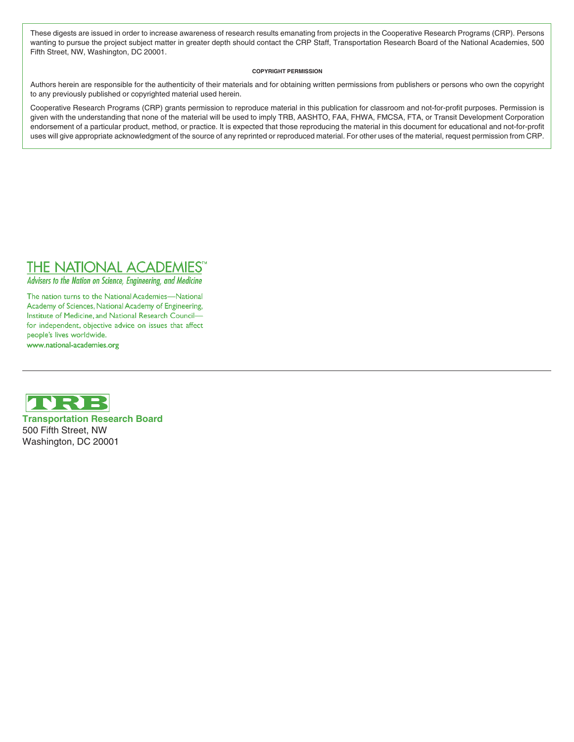These digests are issued in order to increase awareness of research results emanating from projects in the Cooperative Research Programs (CRP). Persons wanting to pursue the project subject matter in greater depth should contact the CRP Staff, Transportation Research Board of the National Academies, 500 Fifth Street, NW, Washington, DC 20001.

**COPYRIGHT PERMISSION**

Authors herein are responsible for the authenticity of their materials and for obtaining written permissions from publishers or persons who own the copyright to any previously published or copyrighted material used herein.

Cooperative Research Programs (CRP) grants permission to reproduce material in this publication for classroom and not-for-profit purposes. Permission is given with the understanding that none of the material will be used to imply TRB, AASHTO, FAA, FHWA, FMCSA, FTA, or Transit Development Corporation endorsement of a particular product, method, or practice. It is expected that those reproducing the material in this document for educational and not-for-profit uses will give appropriate acknowledgment of the source of any reprinted or reproduced material. For other uses of the material, request permission from CRP.

THE NATIONAL ACADEMIES™

*Advisers to the Nation on Science, Engineering, and Medicine*

The nation turns to the National Academies—National Academy of Sciences, National Academy of Engineering, Institute of Medicine, and National Research Council—for independent, objective advice on issues that affect people's lives worldwide.

www.national-academies.org

---

TRB

**Transportation Research Board**

500 Fifth Street, NW

Washington, DC 20001